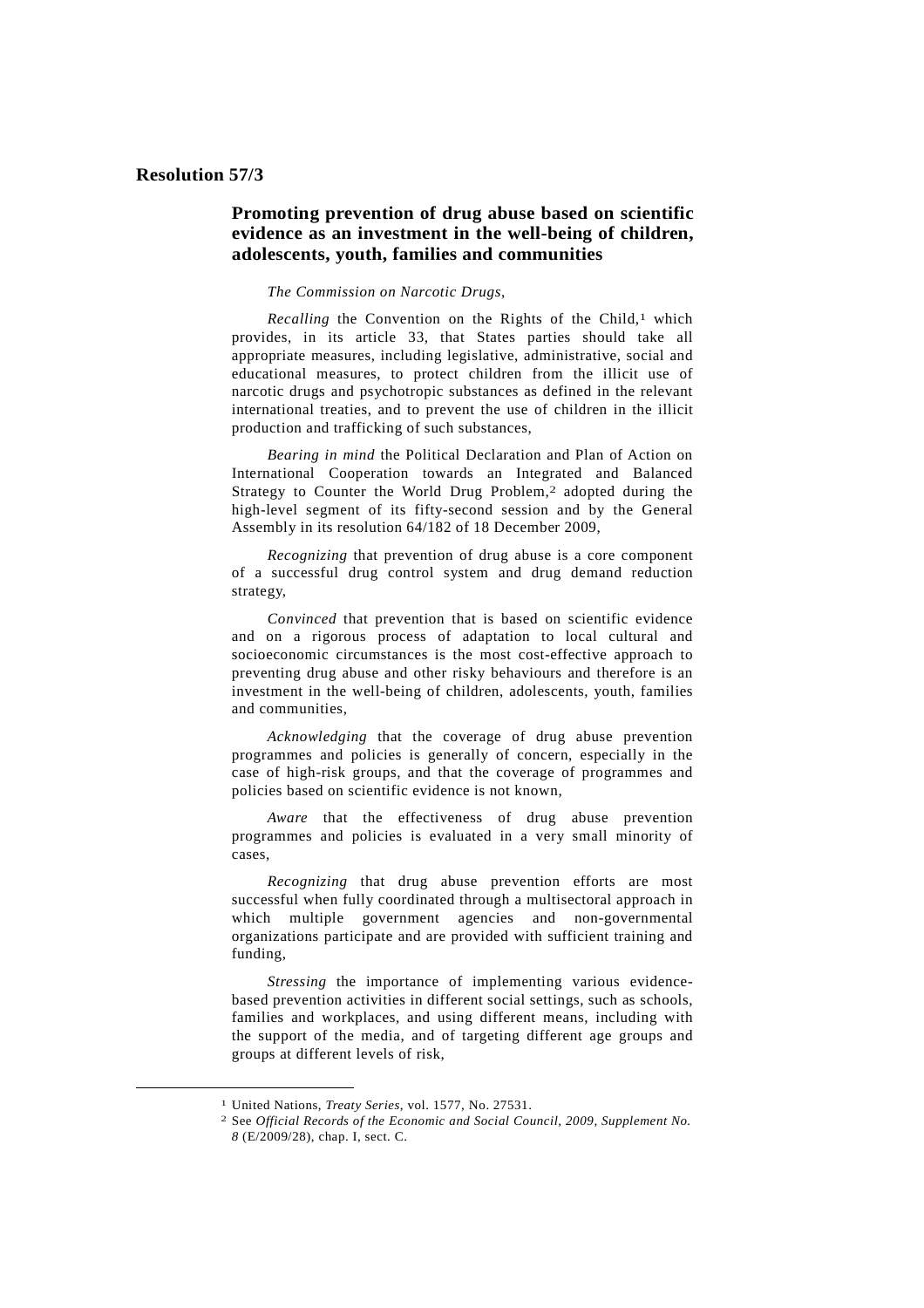## Resolution 57/3

### Promoting prevention of drug abuse based on scientific evidence as an investment in the well-being of children, adolescents, youth, families and communities

*The Commission on Narcotic Drugs*,

*Recalling* the Convention on the Rights of the Child,[1] which provides, in its article 33, that States parties should take all appropriate measures, including legislative, administrative, social and educational measures, to protect children from the illicit use of narcotic drugs and psychotropic substances as defined in the relevant international treaties, and to prevent the use of children in the illicit production and trafficking of such substances,

*Bearing in mind* the Political Declaration and Plan of Action on International Cooperation towards an Integrated and Balanced Strategy to Counter the World Drug Problem,[2] adopted during the high-level segment of its fifty-second session and by the General Assembly in its resolution 64/182 of 18 December 2009,

*Recognizing* that prevention of drug abuse is a core component of a successful drug control system and drug demand reduction strategy,

*Convinced* that prevention that is based on scientific evidence and on a rigorous process of adaptation to local cultural and socioeconomic circumstances is the most cost-effective approach to preventing drug abuse and other risky behaviours and therefore is an investment in the well-being of children, adolescents, youth, families and communities,

*Acknowledging* that the coverage of drug abuse prevention programmes and policies is generally of concern, especially in the case of high-risk groups, and that the coverage of programmes and policies based on scientific evidence is not known,

*Aware* that the effectiveness of drug abuse prevention programmes and policies is evaluated in a very small minority of cases,

*Recognizing* that drug abuse prevention efforts are most successful when fully coordinated through a multisectoral approach in which multiple government agencies and non-governmental organizations participate and are provided with sufficient training and funding,

*Stressing* the importance of implementing various evidence-based prevention activities in different social settings, such as schools, families and workplaces, and using different means, including with the support of the media, and of targeting different age groups and groups at different levels of risk,

---

[1] United Nations, *Treaty Series*, vol. 1577, No. 27531.

[2] See *Official Records of the Economic and Social Council, 2009, Supplement No. 8* (E/2009/28), chap. I, sect. C.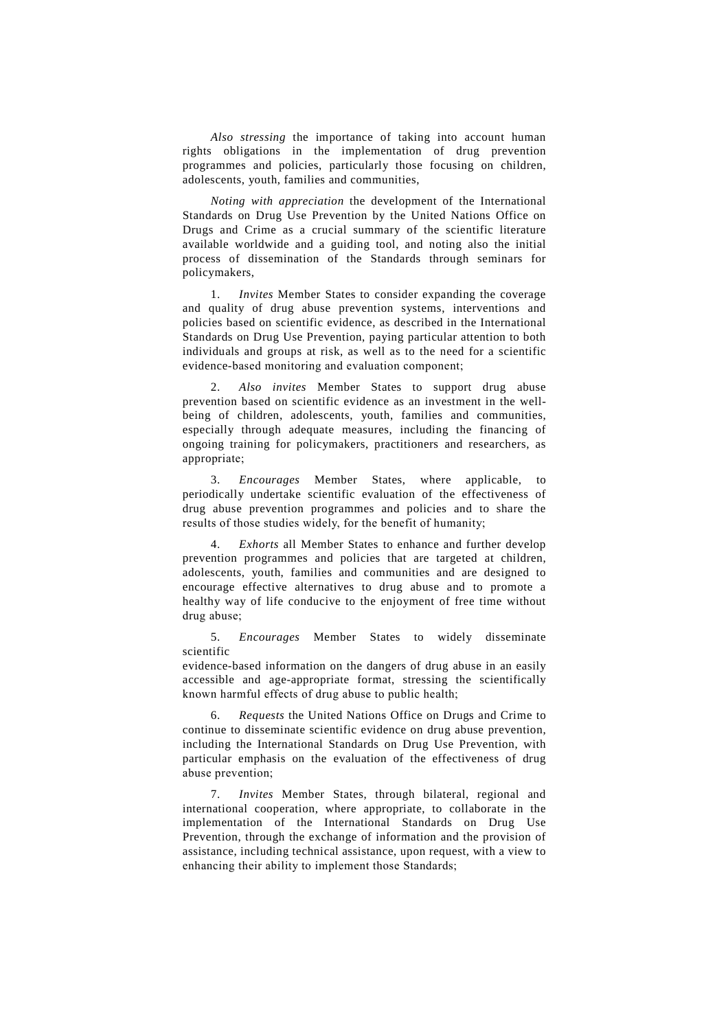*Also stressing* the importance of taking into account human rights obligations in the implementation of drug prevention programmes and policies, particularly those focusing on children, adolescents, youth, families and communities,

*Noting with appreciation* the development of the International Standards on Drug Use Prevention by the United Nations Office on Drugs and Crime as a crucial summary of the scientific literature available worldwide and a guiding tool, and noting also the initial process of dissemination of the Standards through seminars for policymakers,

1. *Invites* Member States to consider expanding the coverage and quality of drug abuse prevention systems, interventions and policies based on scientific evidence, as described in the International Standards on Drug Use Prevention, paying particular attention to both individuals and groups at risk, as well as to the need for a scientific evidence-based monitoring and evaluation component;

2. *Also invites* Member States to support drug abuse prevention based on scientific evidence as an investment in the well-being of children, adolescents, youth, families and communities, especially through adequate measures, including the financing of ongoing training for policymakers, practitioners and researchers, as appropriate;

3. *Encourages* Member States, where applicable, to periodically undertake scientific evaluation of the effectiveness of drug abuse prevention programmes and policies and to share the results of those studies widely, for the benefit of humanity;

4. *Exhorts* all Member States to enhance and further develop prevention programmes and policies that are targeted at children, adolescents, youth, families and communities and are designed to encourage effective alternatives to drug abuse and to promote a healthy way of life conducive to the enjoyment of free time without drug abuse;

5. *Encourages* Member States to widely disseminate scientific evidence-based information on the dangers of drug abuse in an easily accessible and age-appropriate format, stressing the scientifically known harmful effects of drug abuse to public health;

6. *Requests* the United Nations Office on Drugs and Crime to continue to disseminate scientific evidence on drug abuse prevention, including the International Standards on Drug Use Prevention, with particular emphasis on the evaluation of the effectiveness of drug abuse prevention;

7. *Invites* Member States, through bilateral, regional and international cooperation, where appropriate, to collaborate in the implementation of the International Standards on Drug Use Prevention, through the exchange of information and the provision of assistance, including technical assistance, upon request, with a view to enhancing their ability to implement those Standards;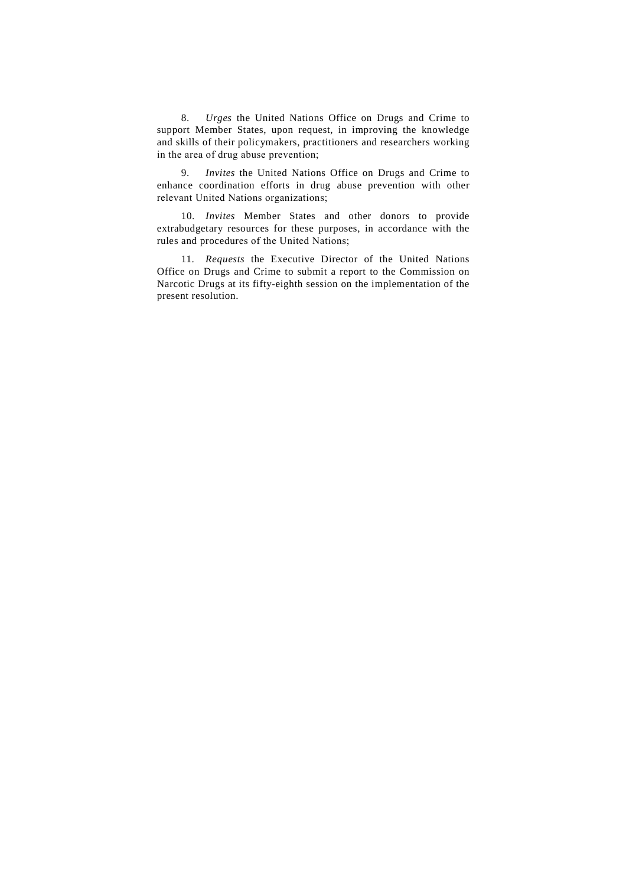8. *Urges* the United Nations Office on Drugs and Crime to support Member States, upon request, in improving the knowledge and skills of their policymakers, practitioners and researchers working in the area of drug abuse prevention;

9. *Invites* the United Nations Office on Drugs and Crime to enhance coordination efforts in drug abuse prevention with other relevant United Nations organizations;

10. *Invites* Member States and other donors to provide extrabudgetary resources for these purposes, in accordance with the rules and procedures of the United Nations;

11. *Requests* the Executive Director of the United Nations Office on Drugs and Crime to submit a report to the Commission on Narcotic Drugs at its fifty-eighth session on the implementation of the present resolution.